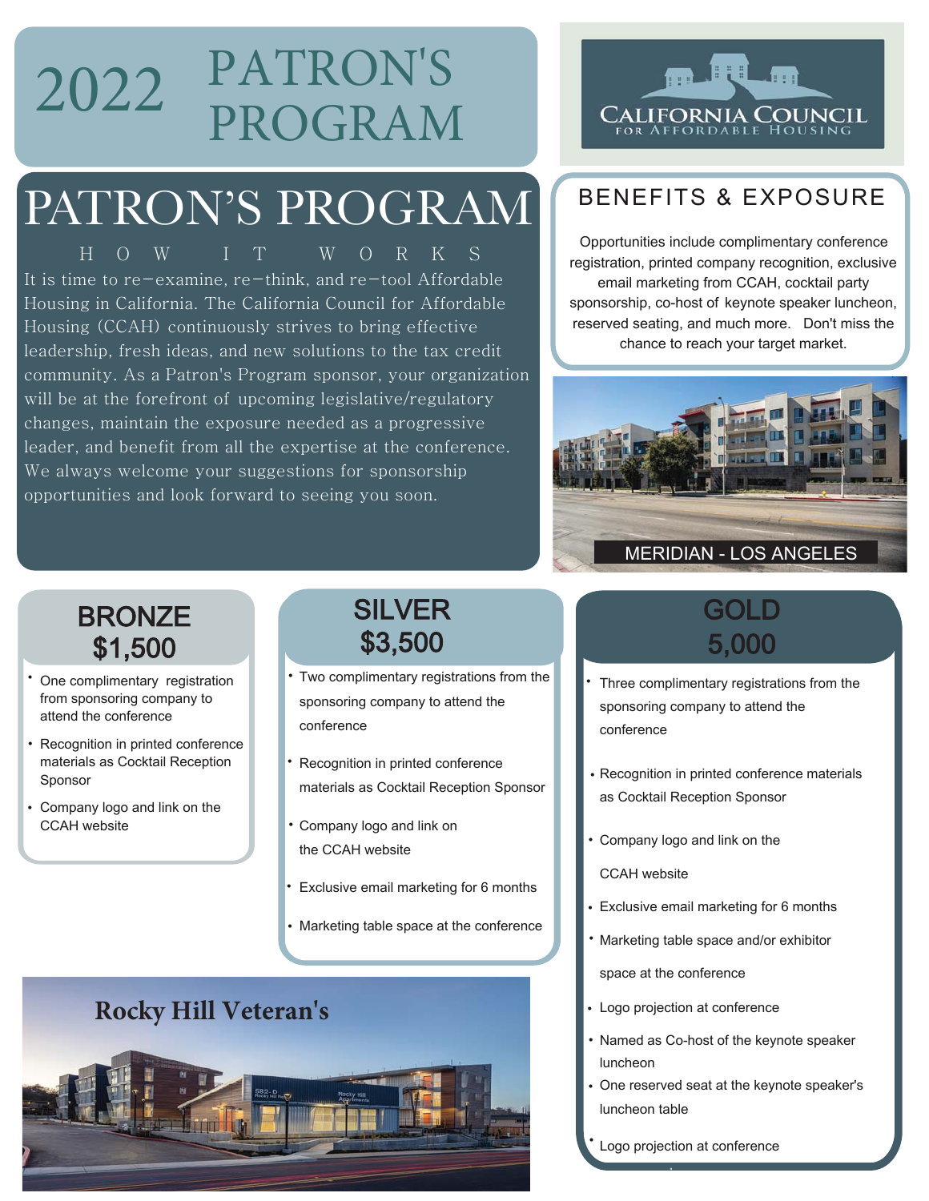# 2022 PATRON'S PROGRAM

CALIFORNIA COUNCIL FOR AFFORDABLE HOUSING

## PATRON'S PROGRAM

### HOW IT WORKS

It is time to re-examine, re-think, and re-tool Affordable Housing in California. The California Council for Affordable Housing (CCAH) continuously strives to bring effective leadership, fresh ideas, and new solutions to the tax credit community. As a Patron's Program sponsor, your organization will be at the forefront of upcoming legislative/regulatory changes, maintain the exposure needed as a progressive leader, and benefit from all the expertise at the conference. We always welcome your suggestions for sponsorship opportunities and look forward to seeing you soon.

## BENEFITS & EXPOSURE

Opportunities include complimentary conference registration, printed company recognition, exclusive email marketing from CCAH, cocktail party sponsorship, co-host of keynote speaker luncheon, reserved seating, and much more. Don't miss the chance to reach your target market.

MERIDIAN - LOS ANGELES

## BRONZE $1,500

- One complimentary registration from sponsoring company to attend the conference
- Recognition in printed conference materials as Cocktail Reception Sponsor
- Company logo and link on the CCAH website

## SILVER $3,500

- Two complimentary registrations from the sponsoring company to attend the conference
- Recognition in printed conference materials as Cocktail Reception Sponsor
- Company logo and link on the CCAH website
- Exclusive email marketing for 6 months
- Marketing table space at the conference

## GOLD 5,000

- Three complimentary registrations from the sponsoring company to attend the conference
- Recognition in printed conference materials as Cocktail Reception Sponsor
- Company logo and link on the CCAH website
- Exclusive email marketing for 6 months
- Marketing table space and/or exhibitor space at the conference
- Logo projection at conference
- Named as Co-host of the keynote speaker luncheon
- One reserved seat at the keynote speaker's luncheon table
- Logo projection at conference

Rocky Hill Veteran's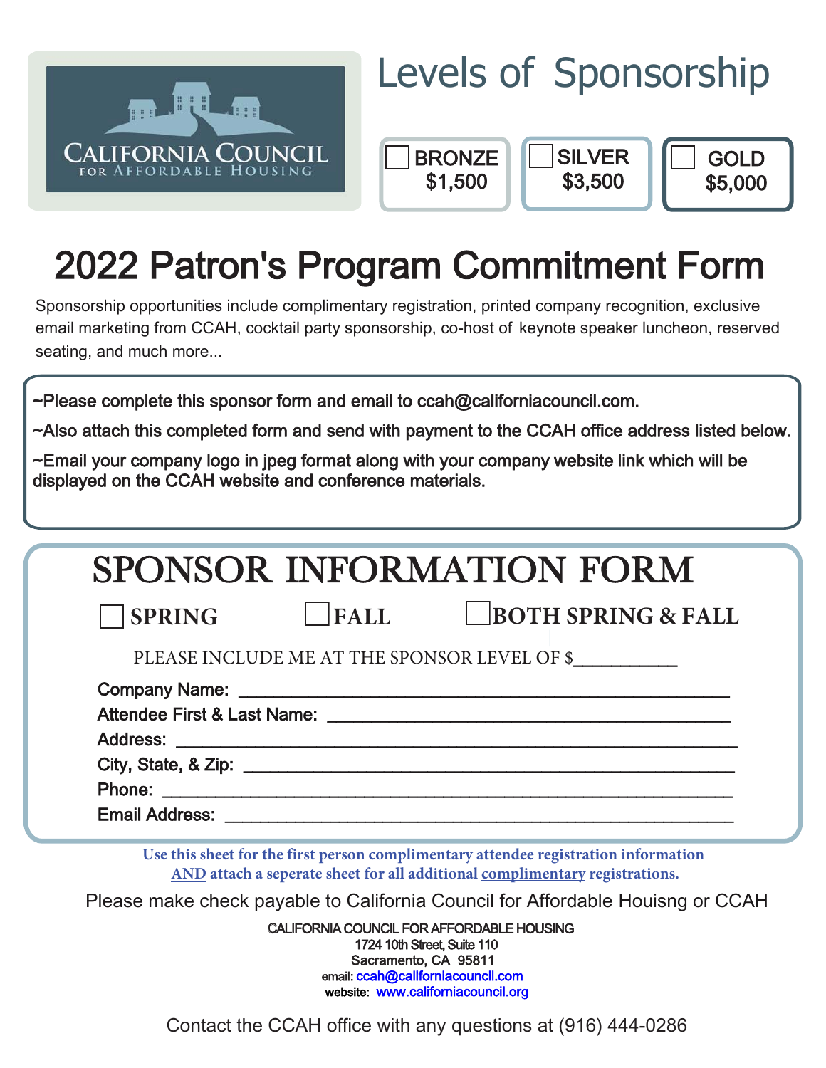CALIFORNIA COUNCIL FOR AFFORDABLE HOUSING

# Levels of Sponsorship

☐ BRONZE $1,500

☐ SILVER $3,500

☐ GOLD $5,000

# 2022 Patron's Program Commitment Form

Sponsorship opportunities include complimentary registration, printed company recognition, exclusive email marketing from CCAH, cocktail party sponsorship, co-host of keynote speaker luncheon, reserved seating, and much more...

~Please complete this sponsor form and email to ccah@californiacouncil.com.

~Also attach this completed form and send with payment to the CCAH office address listed below.

~Email your company logo in jpeg format along with your company website link which will be displayed on the CCAH website and conference materials.

## SPONSOR INFORMATION FORM

☐ SPRING ☐ FALL ☐ BOTH SPRING & FALL

PLEASE INCLUDE ME AT THE SPONSOR LEVEL OF $__________

Company Name: ______________________________

Attendee First & Last Name: ______________________________

Address: ______________________________

City, State, & Zip: ______________________________

Phone: ______________________________

Email Address: ______________________________

**Use this sheet for the first person complimentary attendee registration information AND attach a seperate sheet for all additional complimentary registrations.**

Please make check payable to California Council for Affordable Houisng or CCAH

CALIFORNIA COUNCIL FOR AFFORDABLE HOUSING
1724 10th Street, Suite 110
Sacramento, CA 95811
email: ccah@californiacouncil.com
website: www.californiacouncil.org

Contact the CCAH office with any questions at (916) 444-0286